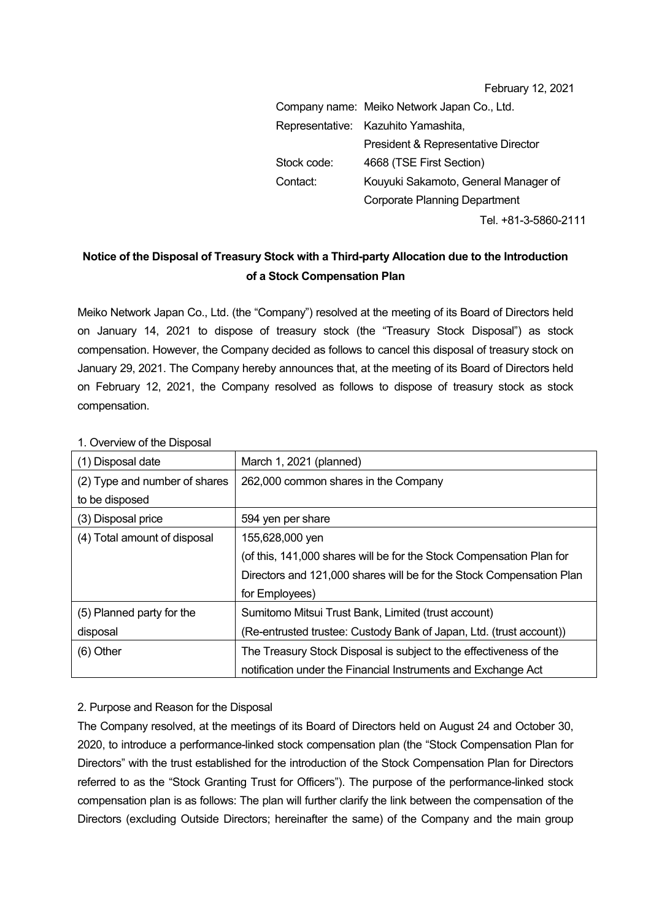February 12, 2021

Company name: Meiko Network Japan Co., Ltd.
Representative: Kazuhito Yamashita, President & Representative Director
Stock code: 4668 (TSE First Section)
Contact: Kouyuki Sakamoto, General Manager of Corporate Planning Department
Tel. +81-3-5860-2111

## Notice of the Disposal of Treasury Stock with a Third-party Allocation due to the Introduction of a Stock Compensation Plan

Meiko Network Japan Co., Ltd. (the "Company") resolved at the meeting of its Board of Directors held on January 14, 2021 to dispose of treasury stock (the "Treasury Stock Disposal") as stock compensation. However, the Company decided as follows to cancel this disposal of treasury stock on January 29, 2021. The Company hereby announces that, at the meeting of its Board of Directors held on February 12, 2021, the Company resolved as follows to dispose of treasury stock as stock compensation.

1. Overview of the Disposal

| | |
|---|---|
| (1) Disposal date | March 1, 2021 (planned) |
| (2) Type and number of shares to be disposed | 262,000 common shares in the Company |
| (3) Disposal price | 594 yen per share |
| (4) Total amount of disposal | 155,628,000 yen<br>(of this, 141,000 shares will be for the Stock Compensation Plan for Directors and 121,000 shares will be for the Stock Compensation Plan for Employees) |
| (5) Planned party for the disposal | Sumitomo Mitsui Trust Bank, Limited (trust account)<br>(Re-entrusted trustee: Custody Bank of Japan, Ltd. (trust account)) |
| (6) Other | The Treasury Stock Disposal is subject to the effectiveness of the notification under the Financial Instruments and Exchange Act |

2. Purpose and Reason for the Disposal

The Company resolved, at the meetings of its Board of Directors held on August 24 and October 30, 2020, to introduce a performance-linked stock compensation plan (the "Stock Compensation Plan for Directors" with the trust established for the introduction of the Stock Compensation Plan for Directors referred to as the "Stock Granting Trust for Officers"). The purpose of the performance-linked stock compensation plan is as follows: The plan will further clarify the link between the compensation of the Directors (excluding Outside Directors; hereinafter the same) of the Company and the main group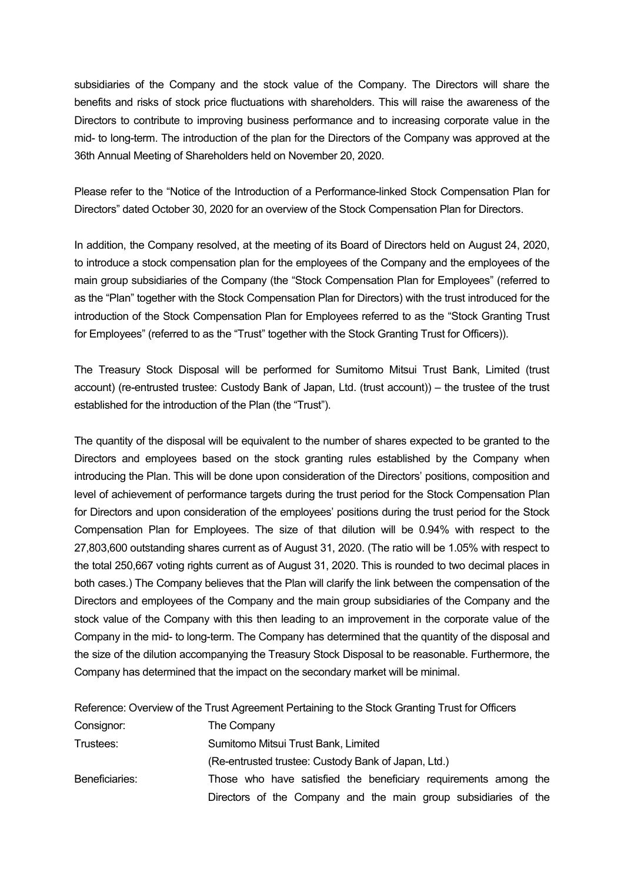subsidiaries of the Company and the stock value of the Company. The Directors will share the benefits and risks of stock price fluctuations with shareholders. This will raise the awareness of the Directors to contribute to improving business performance and to increasing corporate value in the mid- to long-term. The introduction of the plan for the Directors of the Company was approved at the 36th Annual Meeting of Shareholders held on November 20, 2020.

Please refer to the "Notice of the Introduction of a Performance-linked Stock Compensation Plan for Directors" dated October 30, 2020 for an overview of the Stock Compensation Plan for Directors.

In addition, the Company resolved, at the meeting of its Board of Directors held on August 24, 2020, to introduce a stock compensation plan for the employees of the Company and the employees of the main group subsidiaries of the Company (the "Stock Compensation Plan for Employees" (referred to as the "Plan" together with the Stock Compensation Plan for Directors) with the trust introduced for the introduction of the Stock Compensation Plan for Employees referred to as the "Stock Granting Trust for Employees" (referred to as the "Trust" together with the Stock Granting Trust for Officers)).

The Treasury Stock Disposal will be performed for Sumitomo Mitsui Trust Bank, Limited (trust account) (re-entrusted trustee: Custody Bank of Japan, Ltd. (trust account)) – the trustee of the trust established for the introduction of the Plan (the "Trust").

The quantity of the disposal will be equivalent to the number of shares expected to be granted to the Directors and employees based on the stock granting rules established by the Company when introducing the Plan. This will be done upon consideration of the Directors' positions, composition and level of achievement of performance targets during the trust period for the Stock Compensation Plan for Directors and upon consideration of the employees' positions during the trust period for the Stock Compensation Plan for Employees. The size of that dilution will be 0.94% with respect to the 27,803,600 outstanding shares current as of August 31, 2020. (The ratio will be 1.05% with respect to the total 250,667 voting rights current as of August 31, 2020. This is rounded to two decimal places in both cases.) The Company believes that the Plan will clarify the link between the compensation of the Directors and employees of the Company and the main group subsidiaries of the Company and the stock value of the Company with this then leading to an improvement in the corporate value of the Company in the mid- to long-term. The Company has determined that the quantity of the disposal and the size of the dilution accompanying the Treasury Stock Disposal to be reasonable. Furthermore, the Company has determined that the impact on the secondary market will be minimal.

Reference: Overview of the Trust Agreement Pertaining to the Stock Granting Trust for Officers

| | |
|---|---|
| Consignor: | The Company |
| Trustees: | Sumitomo Mitsui Trust Bank, Limited (Re-entrusted trustee: Custody Bank of Japan, Ltd.) |
| Beneficiaries: | Those who have satisfied the beneficiary requirements among the Directors of the Company and the main group subsidiaries of the |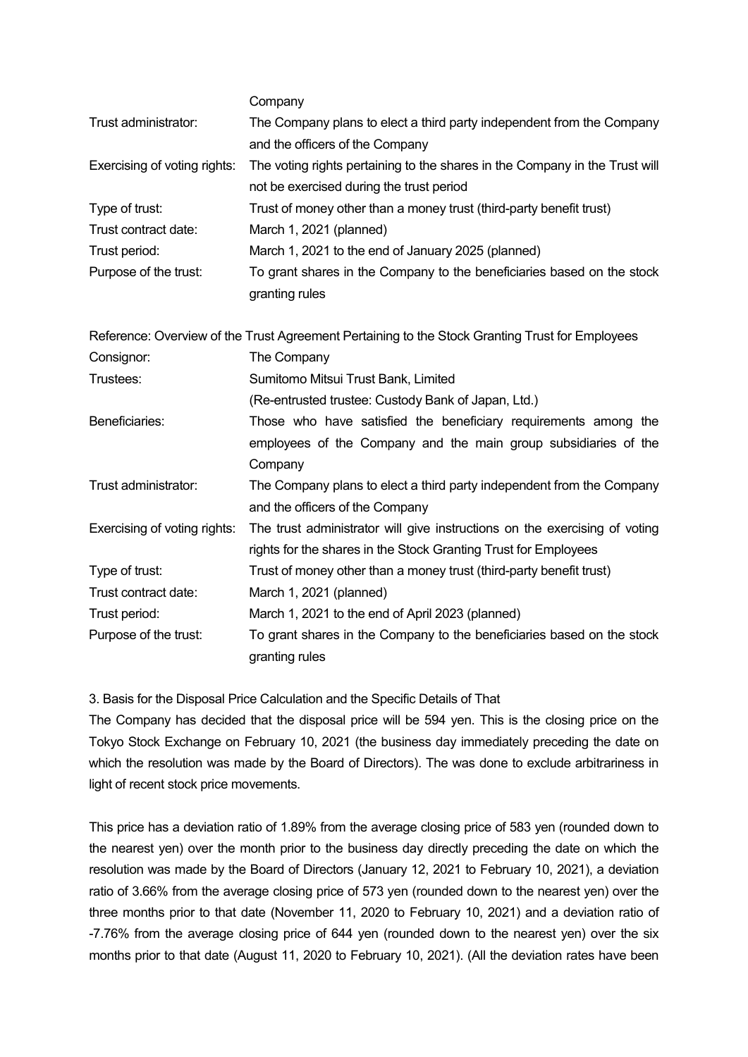Company

Trust administrator: The Company plans to elect a third party independent from the Company and the officers of the Company

Exercising of voting rights: The voting rights pertaining to the shares in the Company in the Trust will not be exercised during the trust period

Type of trust: Trust of money other than a money trust (third-party benefit trust)

Trust contract date: March 1, 2021 (planned)

Trust period: March 1, 2021 to the end of January 2025 (planned)

Purpose of the trust: To grant shares in the Company to the beneficiaries based on the stock granting rules

Reference: Overview of the Trust Agreement Pertaining to the Stock Granting Trust for Employees

Consignor: The Company

Trustees: Sumitomo Mitsui Trust Bank, Limited
(Re-entrusted trustee: Custody Bank of Japan, Ltd.)

Beneficiaries: Those who have satisfied the beneficiary requirements among the employees of the Company and the main group subsidiaries of the Company

Trust administrator: The Company plans to elect a third party independent from the Company and the officers of the Company

Exercising of voting rights: The trust administrator will give instructions on the exercising of voting rights for the shares in the Stock Granting Trust for Employees

Type of trust: Trust of money other than a money trust (third-party benefit trust)

Trust contract date: March 1, 2021 (planned)

Trust period: March 1, 2021 to the end of April 2023 (planned)

Purpose of the trust: To grant shares in the Company to the beneficiaries based on the stock granting rules

3. Basis for the Disposal Price Calculation and the Specific Details of That

The Company has decided that the disposal price will be 594 yen. This is the closing price on the Tokyo Stock Exchange on February 10, 2021 (the business day immediately preceding the date on which the resolution was made by the Board of Directors). The was done to exclude arbitrariness in light of recent stock price movements.

This price has a deviation ratio of 1.89% from the average closing price of 583 yen (rounded down to the nearest yen) over the month prior to the business day directly preceding the date on which the resolution was made by the Board of Directors (January 12, 2021 to February 10, 2021), a deviation ratio of 3.66% from the average closing price of 573 yen (rounded down to the nearest yen) over the three months prior to that date (November 11, 2020 to February 10, 2021) and a deviation ratio of -7.76% from the average closing price of 644 yen (rounded down to the nearest yen) over the six months prior to that date (August 11, 2020 to February 10, 2021). (All the deviation rates have been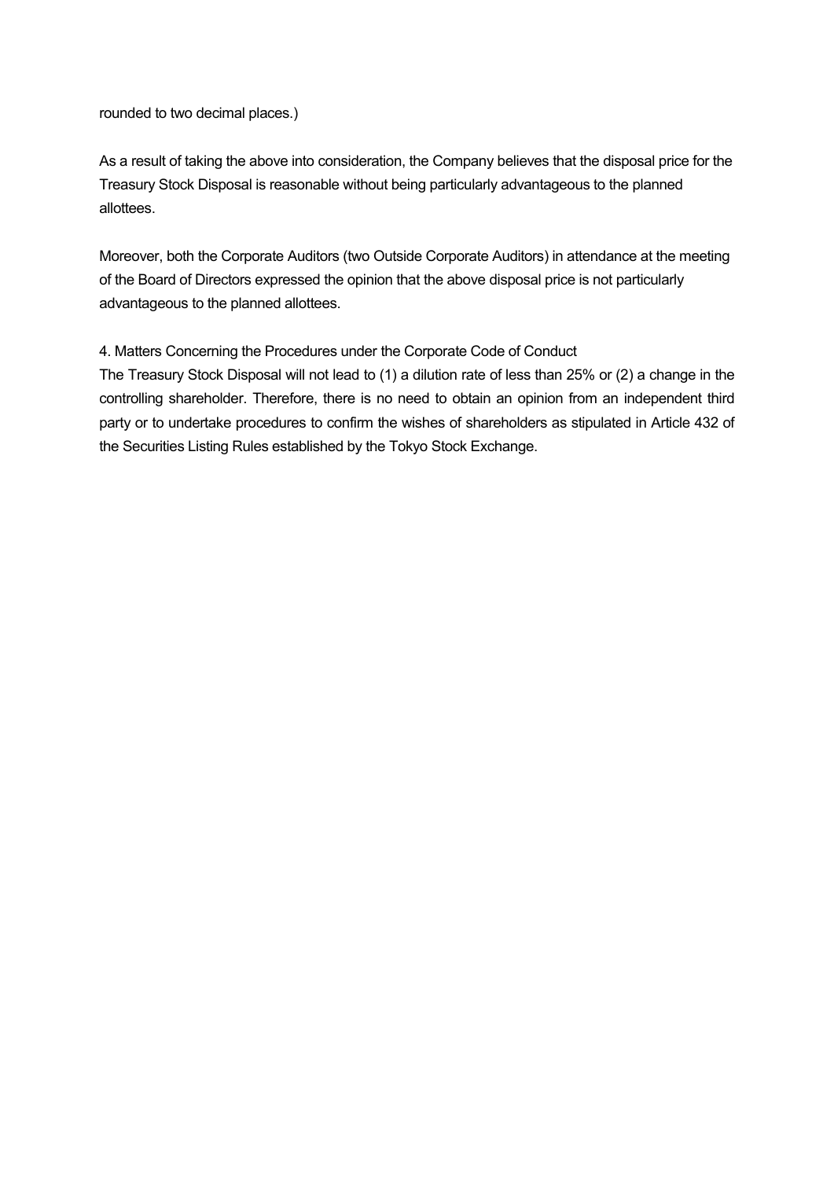rounded to two decimal places.)

As a result of taking the above into consideration, the Company believes that the disposal price for the Treasury Stock Disposal is reasonable without being particularly advantageous to the planned allottees.

Moreover, both the Corporate Auditors (two Outside Corporate Auditors) in attendance at the meeting of the Board of Directors expressed the opinion that the above disposal price is not particularly advantageous to the planned allottees.

4. Matters Concerning the Procedures under the Corporate Code of Conduct

The Treasury Stock Disposal will not lead to (1) a dilution rate of less than 25% or (2) a change in the controlling shareholder. Therefore, there is no need to obtain an opinion from an independent third party or to undertake procedures to confirm the wishes of shareholders as stipulated in Article 432 of the Securities Listing Rules established by the Tokyo Stock Exchange.